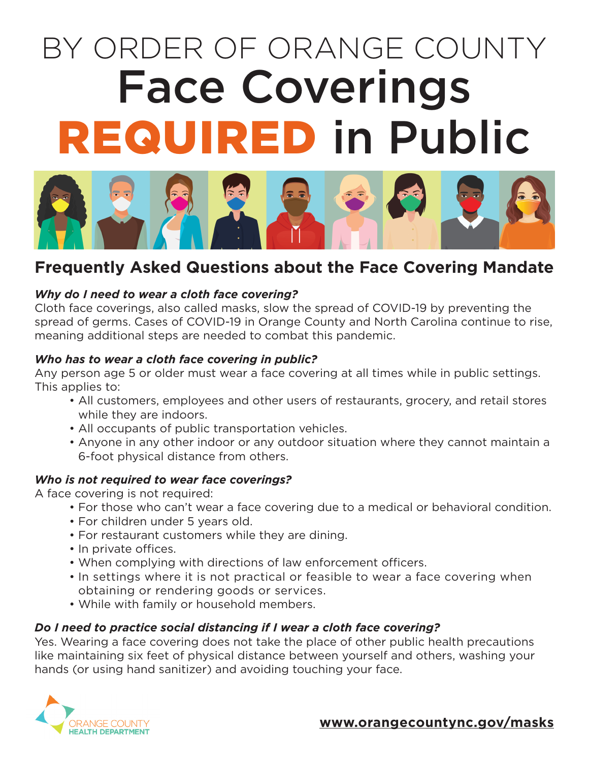# BY ORDER OF ORANGE COUNTY

# Face Coverings **REQUIRED** in Public

## Frequently Asked Questions about the Face Covering Mandate

### *Why do I need to wear a cloth face covering?*

Cloth face coverings, also called masks, slow the spread of COVID-19 by preventing the spread of germs. Cases of COVID-19 in Orange County and North Carolina continue to rise, meaning additional steps are needed to combat this pandemic.

### *Who has to wear a cloth face covering in public?*

Any person age 5 or older must wear a face covering at all times while in public settings. This applies to:

- All customers, employees and other users of restaurants, grocery, and retail stores while they are indoors.
- All occupants of public transportation vehicles.
- Anyone in any other indoor or any outdoor situation where they cannot maintain a 6-foot physical distance from others.

### *Who is not required to wear face coverings?*

A face covering is not required:

- For those who can't wear a face covering due to a medical or behavioral condition.
- For children under 5 years old.
- For restaurant customers while they are dining.
- In private offices.
- When complying with directions of law enforcement officers.
- In settings where it is not practical or feasible to wear a face covering when obtaining or rendering goods or services.
- While with family or household members.

### *Do I need to practice social distancing if I wear a cloth face covering?*

Yes. Wearing a face covering does not take the place of other public health precautions like maintaining six feet of physical distance between yourself and others, washing your hands (or using hand sanitizer) and avoiding touching your face.

ORANGE COUNTY HEALTH DEPARTMENT

**www.orangecountync.gov/masks**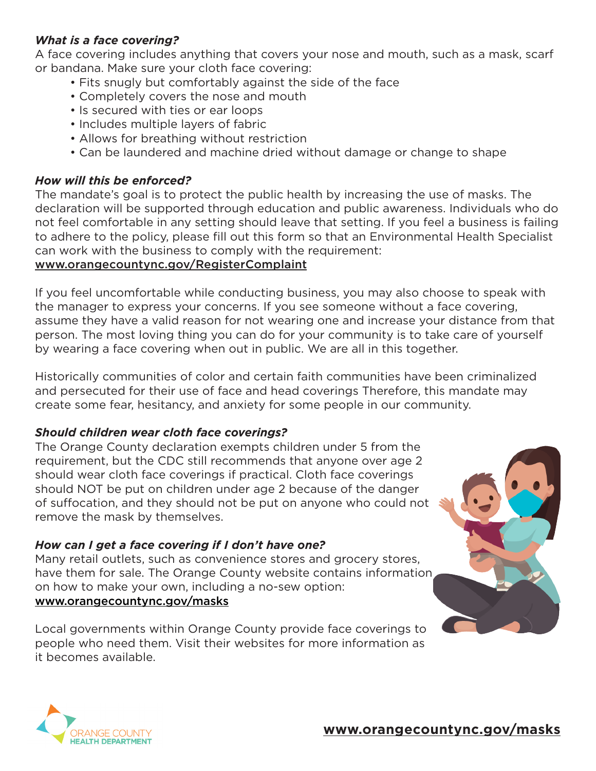### *What is a face covering?*

A face covering includes anything that covers your nose and mouth, such as a mask, scarf or bandana. Make sure your cloth face covering:

- Fits snugly but comfortably against the side of the face
- Completely covers the nose and mouth
- Is secured with ties or ear loops
- Includes multiple layers of fabric
- Allows for breathing without restriction
- Can be laundered and machine dried without damage or change to shape

### *How will this be enforced?*

The mandate's goal is to protect the public health by increasing the use of masks. The declaration will be supported through education and public awareness. Individuals who do not feel comfortable in any setting should leave that setting. If you feel a business is failing to adhere to the policy, please fill out this form so that an Environmental Health Specialist can work with the business to comply with the requirement:
www.orangecountync.gov/RegisterComplaint

If you feel uncomfortable while conducting business, you may also choose to speak with the manager to express your concerns. If you see someone without a face covering, assume they have a valid reason for not wearing one and increase your distance from that person. The most loving thing you can do for your community is to take care of yourself by wearing a face covering when out in public. We are all in this together.

Historically communities of color and certain faith communities have been criminalized and persecuted for their use of face and head coverings Therefore, this mandate may create some fear, hesitancy, and anxiety for some people in our community.

### *Should children wear cloth face coverings?*

The Orange County declaration exempts children under 5 from the requirement, but the CDC still recommends that anyone over age 2 should wear cloth face coverings if practical. Cloth face coverings should NOT be put on children under age 2 because of the danger of suffocation, and they should not be put on anyone who could not remove the mask by themselves.

### *How can I get a face covering if I don't have one?*

Many retail outlets, such as convenience stores and grocery stores, have them for sale. The Orange County website contains information on how to make your own, including a no-sew option:
www.orangecountync.gov/masks

Local governments within Orange County provide face coverings to people who need them. Visit their websites for more information as it becomes available.

ORANGE COUNTY HEALTH DEPARTMENT

**www.orangecountync.gov/masks**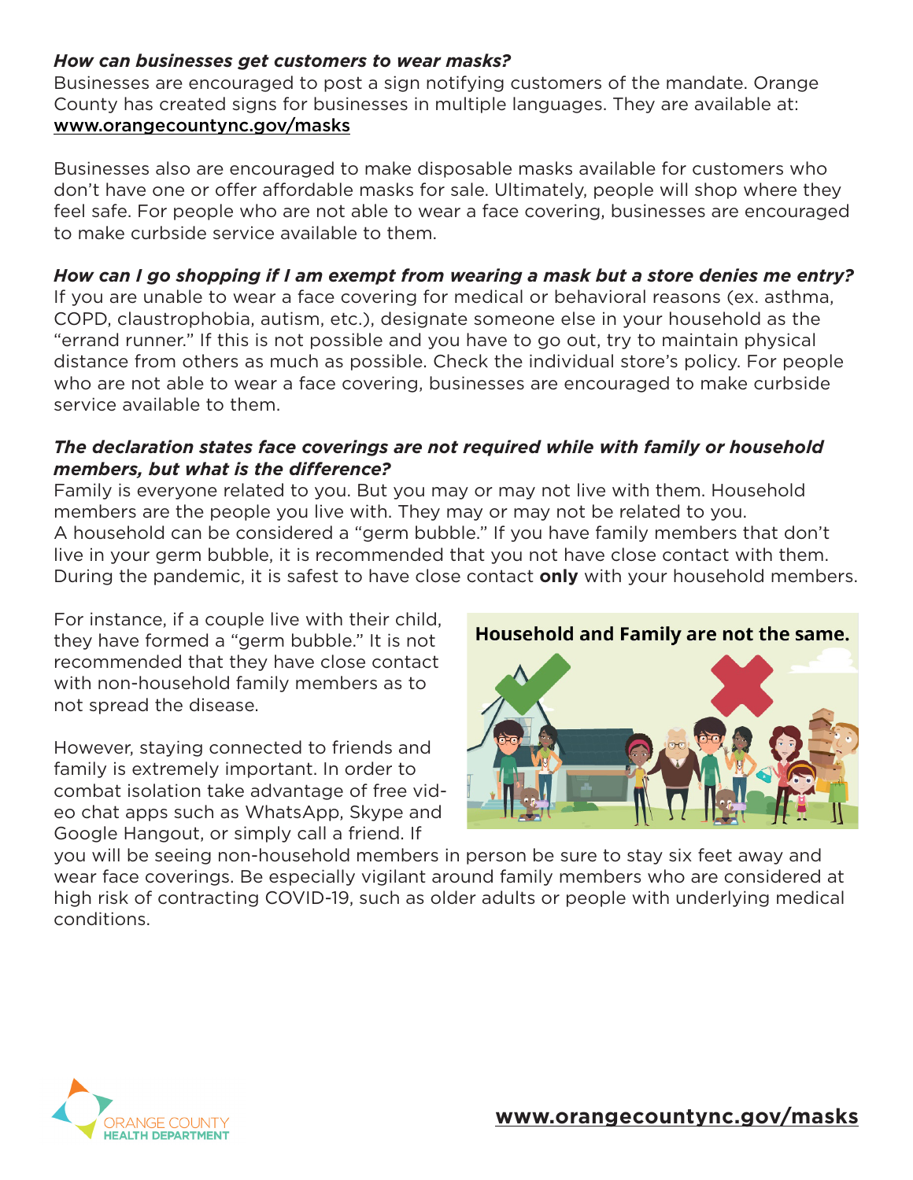***How can businesses get customers to wear masks?***

Businesses are encouraged to post a sign notifying customers of the mandate. Orange County has created signs for businesses in multiple languages. They are available at: www.orangecountync.gov/masks

Businesses also are encouraged to make disposable masks available for customers who don't have one or offer affordable masks for sale. Ultimately, people will shop where they feel safe. For people who are not able to wear a face covering, businesses are encouraged to make curbside service available to them.

***How can I go shopping if I am exempt from wearing a mask but a store denies me entry?***

If you are unable to wear a face covering for medical or behavioral reasons (ex. asthma, COPD, claustrophobia, autism, etc.), designate someone else in your household as the "errand runner." If this is not possible and you have to go out, try to maintain physical distance from others as much as possible. Check the individual store's policy. For people who are not able to wear a face covering, businesses are encouraged to make curbside service available to them.

***The declaration states face coverings are not required while with family or household members, but what is the difference?***

Family is everyone related to you. But you may or may not live with them. Household members are the people you live with. They may or may not be related to you.
A household can be considered a "germ bubble." If you have family members that don't live in your germ bubble, it is recommended that you not have close contact with them. During the pandemic, it is safest to have close contact **only** with your household members.

For instance, if a couple live with their child, they have formed a "germ bubble." It is not recommended that they have close contact with non-household family members as to not spread the disease.

Household and Family are not the same.

However, staying connected to friends and family is extremely important. In order to combat isolation take advantage of free video chat apps such as WhatsApp, Skype and Google Hangout, or simply call a friend. If you will be seeing non-household members in person be sure to stay six feet away and wear face coverings. Be especially vigilant around family members who are considered at high risk of contracting COVID-19, such as older adults or people with underlying medical conditions.

ORANGE COUNTY HEALTH DEPARTMENT

**www.orangecountync.gov/masks**